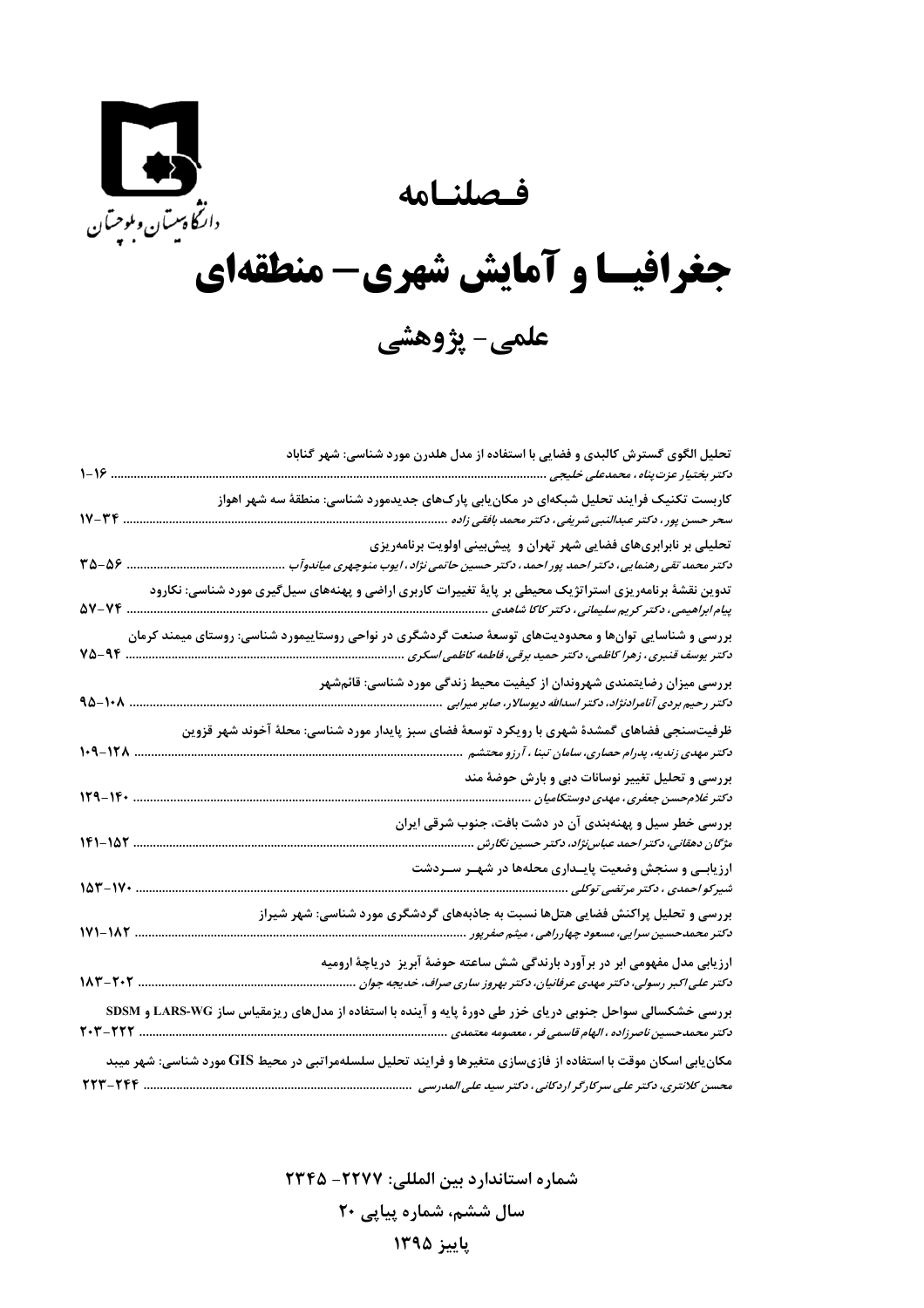دانشگاه سیستان و بلوچستان

# فـصلنـامه

# جغرافیـــا و آمایش شهری– منطقه‌ای

## علمی- پژوهشی

**تحلیل الگوی گسترش کالبدی و فضایی با استفاده از مدل هلدرن مورد شناسی: شهر گناباد**
*دکتر بختیار عزت‌پناه، محمدعلی خلیجی* ............ ۱-۱۶

**کاربست تکنیک فرایند تحلیل شبکه‌ای در مکان‌یابی پارک‌های جدیدمورد شناسی: منطقهٔ سه شهر اهواز**
*سحر حسن پور، دکتر عبدالنبی شریفی، دکتر محمد باقفی زاده* ............ ۱۷-۳۴

**تحلیلی بر نابرابری‌های فضایی شهر تهران و پیش‌بینی اولویت برنامه‌ریزی**
*دکتر محمد تقی رهنمایی، دکتر احمد پور احمد، دکتر حسین حاتمی نژاد، ایوب منوچهری میاندوآب* ............ ۳۵-۵۶

**تدوین نقشهٔ برنامه‌ریزی استراتژیک محیطی بر پایهٔ تغییرات کاربری اراضی و پهنه‌های سیل‌گیری مورد شناسی: نکارود**
*پیام ابراهیمی، دکتر کریم سلیمانی، دکتر کاکا شاهدی* ............ ۵۷-۷۴

**بررسی و شناسایی توان‌ها و محدودیت‌های توسعهٔ صنعت گردشگری در نواحی روستاییمورد شناسی: روستای میمند کرمان**
*دکتر یوسف قنبری، زهرا کاظمی، دکتر حمید برقی، فاطمه کاظمی اسکری* ............ ۷۵-۹۴

**بررسی میزان رضایتمندی شهروندان از کیفیت محیط زندگی مورد شناسی: قائم‌شهر**
*دکتر رحیم بردی آنامرادنژاد، دکتر اسدالله دیوسالار، صابر میرابی* ............ ۹۵-۱۰۸

**ظرفیت‌سنجی فضاهای گمشدهٔ شهری با رویکرد توسعهٔ فضای سبز پایدار مورد شناسی: محلهٔ آخوند شهر قزوین**
*دکتر مهدی زندیه، پدرام حصاری، سامان نبنا، آرزو محتشم* ............ ۱۰۹-۱۲۸

**بررسی و تحلیل تغییر نوسانات دبی و بارش حوضهٔ مند**
*دکتر غلام‌حسن جعفری، مهدی دوستکامیان* ............ ۱۲۹-۱۴۰

**بررسی خطر سیل و پهنه‌بندی آن در دشت بافت، جنوب شرقی ایران**
*مژگان دهقانی، دکتر احمد عباس‌نژاد، دکتر حسین نگارش* ............ ۱۴۱-۱۵۲

**ارزیابـی و سنجش وضعیت پایـداری محله‌ها در شهـر سـردشت**
*شیرکو احمدی، دکتر مرتضی توکلی* ............ ۱۵۳-۱۷۰

**بررسی و تحلیل پراکنش فضایی هتل‌ها نسبت به جاذبه‌های گردشگری مورد شناسی: شهر شیراز**
*دکتر محمدحسین سرایی، مسعود چهارراهی، میثم صفرپور* ............ ۱۷۱-۱۸۲

**ارزیابی مدل مفهومی ابر در برآورد بارندگی شش ساعته حوضهٔ آبریز دریاچهٔ ارومیه**
*دکتر علی‌اکبر رسولی، دکتر مهدی عرفانیان، دکتر بهروز ساری صراف، خدیجه جوان* ............ ۱۸۳-۲۰۲

**بررسی خشکسالی سواحل جنوبی دریای خزر طی دورهٔ پایه و آینده با استفاده از مدل‌های ریزمقیاس ساز LARS-WG و SDSM**
*دکتر محمدحسین ناصرزاده، الهام قاسمی فر، معصومه معتمدی* ............ ۲۰۳-۲۲۲

**مکان‌یابی اسکان موقت با استفاده از فازی‌سازی متغیرها و فرایند تحلیل سلسله‌مراتبی در محیط GIS مورد شناسی: شهر میبد**
*محسن کلانتری، دکتر علی سرکارگر اردکانی، دکتر سید علی المدرسی* ............ ۲۲۳-۲۴۴

**شماره استاندارد بین المللی: ۲۲۷۷- ۲۳۴۵**

**سال ششم، شماره پیاپی ۲۰**

**پاییز ۱۳۹۵**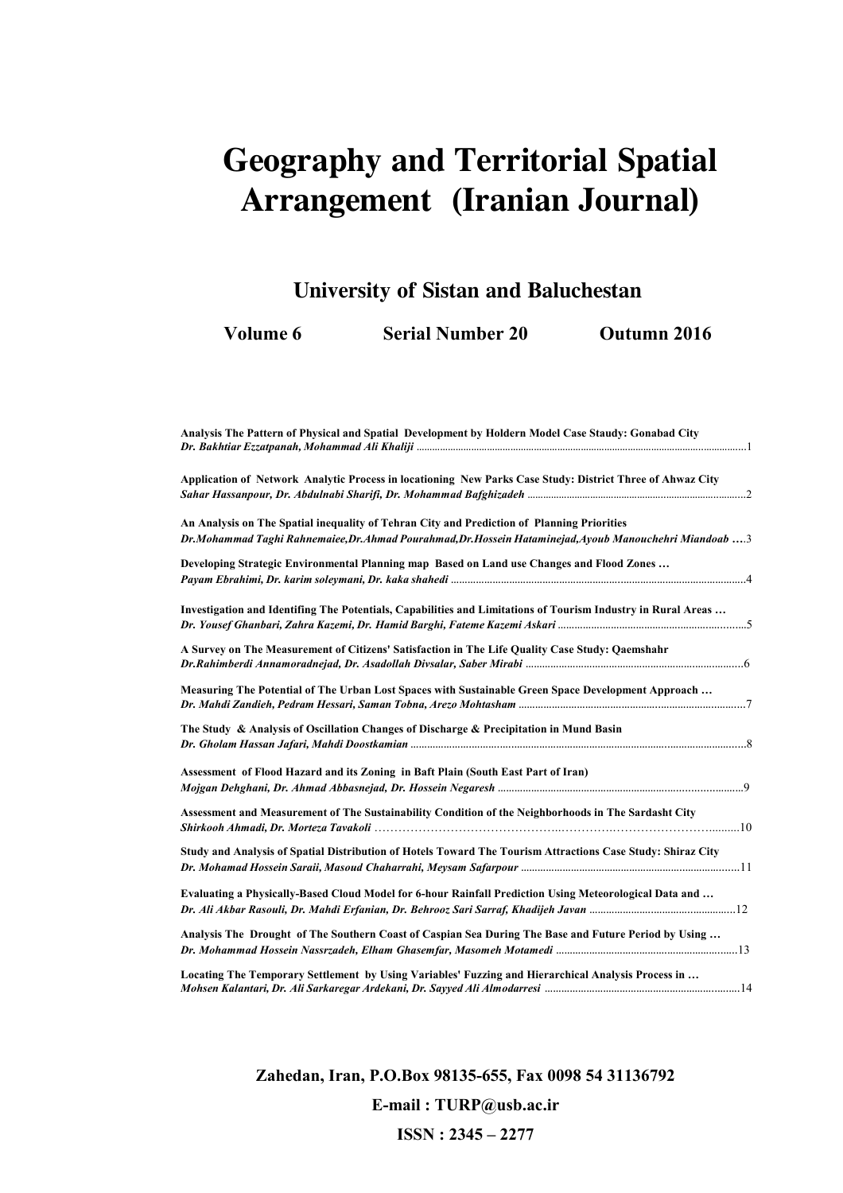# Geography and Territorial Spatial Arrangement (Iranian Journal)

## University of Sistan and Baluchestan

**Volume 6 Serial Number 20 Outumn 2016**

**Analysis The Pattern of Physical and Spatial Development by Holdern Model Case Staudy: Gonabad City**
*Dr. Bakhtiar Ezzatpanah, Mohammad Ali Khaliji* ......1

**Application of Network Analytic Process in locationing New Parks Case Study: District Three of Ahwaz City**
*Sahar Hassanpour, Dr. Abdulnabi Sharifi, Dr. Mohammad Bafghizadeh* ......2

**An Analysis on The Spatial inequality of Tehran City and Prediction of Planning Priorities**
*Dr.Mohammad Taghi Rahnemaiee,Dr.Ahmad Pourahmad,Dr.Hossein Hataminejad,Ayoub Manouchehri Miandoab* ....3

**Developing Strategic Environmental Planning map Based on Land use Changes and Flood Zones …**
*Payam Ebrahimi, Dr. karim soleymani, Dr. kaka shahedi* ......4

**Investigation and Identifing The Potentials, Capabilities and Limitations of Tourism Industry in Rural Areas …**
*Dr. Yousef Ghanbari, Zahra Kazemi, Dr. Hamid Barghi, Fateme Kazemi Askari* ......5

**A Survey on The Measurement of Citizens' Satisfaction in The Life Quality Case Study: Qaemshahr**
*Dr.Rahimberdi Annamoradnejad, Dr. Asadollah Divsalar, Saber Mirabi* ......6

**Measuring The Potential of The Urban Lost Spaces with Sustainable Green Space Development Approach …**
*Dr. Mahdi Zandieh, Pedram Hessari, Saman Tobna, Arezo Mohtasham* ......7

**The Study & Analysis of Oscillation Changes of Discharge & Precipitation in Mund Basin**
*Dr. Gholam Hassan Jafari, Mahdi Doostkamian* ......8

**Assessment of Flood Hazard and its Zoning in Baft Plain (South East Part of Iran)**
*Mojgan Dehghani, Dr. Ahmad Abbasnejad, Dr. Hossein Negaresh* ......9

**Assessment and Measurement of The Sustainability Condition of the Neighborhoods in The Sardasht City**
*Shirkooh Ahmadi, Dr. Morteza Tavakoli* ......10

**Study and Analysis of Spatial Distribution of Hotels Toward The Tourism Attractions Case Study: Shiraz City**
*Dr. Mohamad Hossein Saraii, Masoud Chaharrahi, Meysam Safarpour* ......11

**Evaluating a Physically-Based Cloud Model for 6-hour Rainfall Prediction Using Meteorological Data and …**
*Dr. Ali Akbar Rasouli, Dr. Mahdi Erfanian, Dr. Behrooz Sari Sarraf, Khadijeh Javan* ......12

**Analysis The Drought of The Southern Coast of Caspian Sea During The Base and Future Period by Using …**
*Dr. Mohammad Hossein Nassrzadeh, Elham Ghasemfar, Masomeh Motamedi* ......13

**Locating The Temporary Settlement by Using Variables' Fuzzing and Hierarchical Analysis Process in …**
*Mohsen Kalantari, Dr. Ali Sarkaregar Ardekani, Dr. Sayyed Ali Almodarresi* ......14

**Zahedan, Iran, P.O.Box 98135-655, Fax 0098 54 31136792**

**E-mail : TURP@usb.ac.ir**

**ISSN : 2345 – 2277**